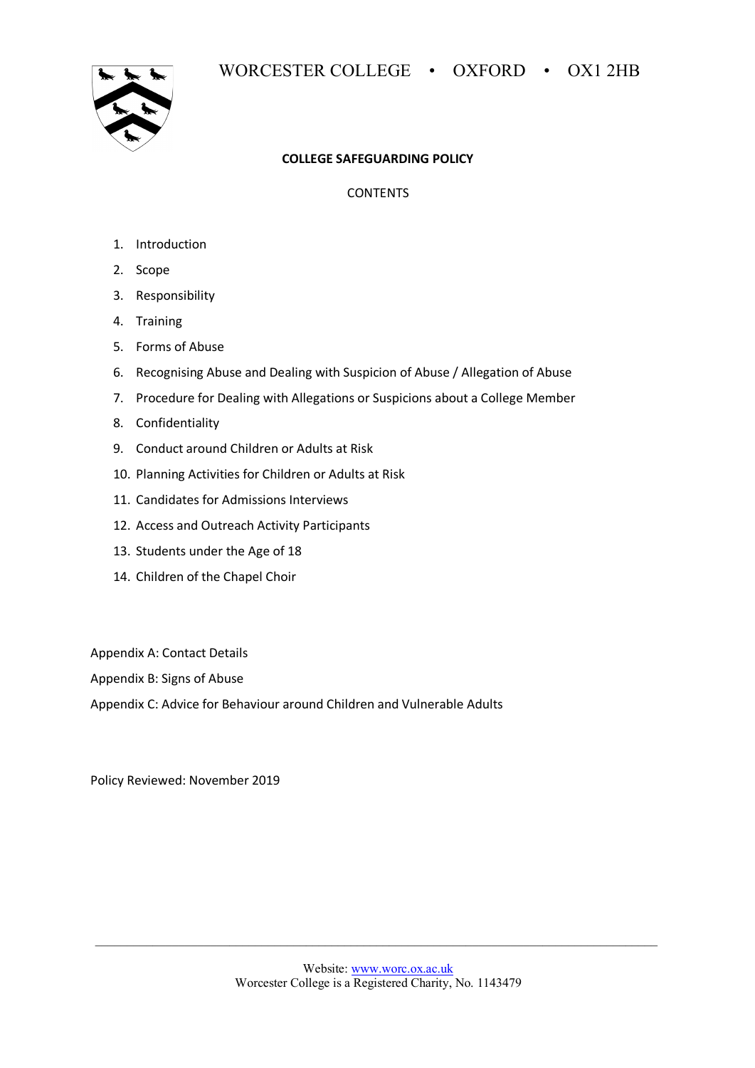WORCESTER COLLEGE • OXFORD • OX1 2HB

# COLLEGE SAFEGUARDING POLICY

CONTENTS

1. Introduction
2. Scope
3. Responsibility
4. Training
5. Forms of Abuse
6. Recognising Abuse and Dealing with Suspicion of Abuse / Allegation of Abuse
7. Procedure for Dealing with Allegations or Suspicions about a College Member
8. Confidentiality
9. Conduct around Children or Adults at Risk
10. Planning Activities for Children or Adults at Risk
11. Candidates for Admissions Interviews
12. Access and Outreach Activity Participants
13. Students under the Age of 18
14. Children of the Chapel Choir

Appendix A: Contact Details

Appendix B: Signs of Abuse

Appendix C: Advice for Behaviour around Children and Vulnerable Adults

Policy Reviewed: November 2019

Website: www.worc.ox.ac.uk
Worcester College is a Registered Charity, No. 1143479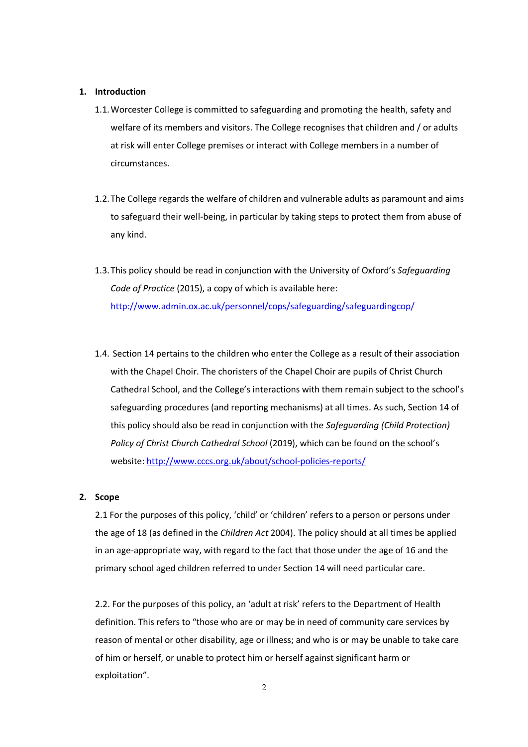## 1. Introduction

1.1. Worcester College is committed to safeguarding and promoting the health, safety and welfare of its members and visitors. The College recognises that children and / or adults at risk will enter College premises or interact with College members in a number of circumstances.

1.2. The College regards the welfare of children and vulnerable adults as paramount and aims to safeguard their well-being, in particular by taking steps to protect them from abuse of any kind.

1.3. This policy should be read in conjunction with the University of Oxford's *Safeguarding Code of Practice* (2015), a copy of which is available here: http://www.admin.ox.ac.uk/personnel/cops/safeguarding/safeguardingcop/

1.4. Section 14 pertains to the children who enter the College as a result of their association with the Chapel Choir. The choristers of the Chapel Choir are pupils of Christ Church Cathedral School, and the College's interactions with them remain subject to the school's safeguarding procedures (and reporting mechanisms) at all times. As such, Section 14 of this policy should also be read in conjunction with the *Safeguarding (Child Protection) Policy of Christ Church Cathedral School* (2019), which can be found on the school's website: http://www.cccs.org.uk/about/school-policies-reports/

## 2. Scope

2.1 For the purposes of this policy, 'child' or 'children' refers to a person or persons under the age of 18 (as defined in the *Children Act* 2004). The policy should at all times be applied in an age-appropriate way, with regard to the fact that those under the age of 16 and the primary school aged children referred to under Section 14 will need particular care.

2.2. For the purposes of this policy, an 'adult at risk' refers to the Department of Health definition. This refers to "those who are or may be in need of community care services by reason of mental or other disability, age or illness; and who is or may be unable to take care of him or herself, or unable to protect him or herself against significant harm or exploitation".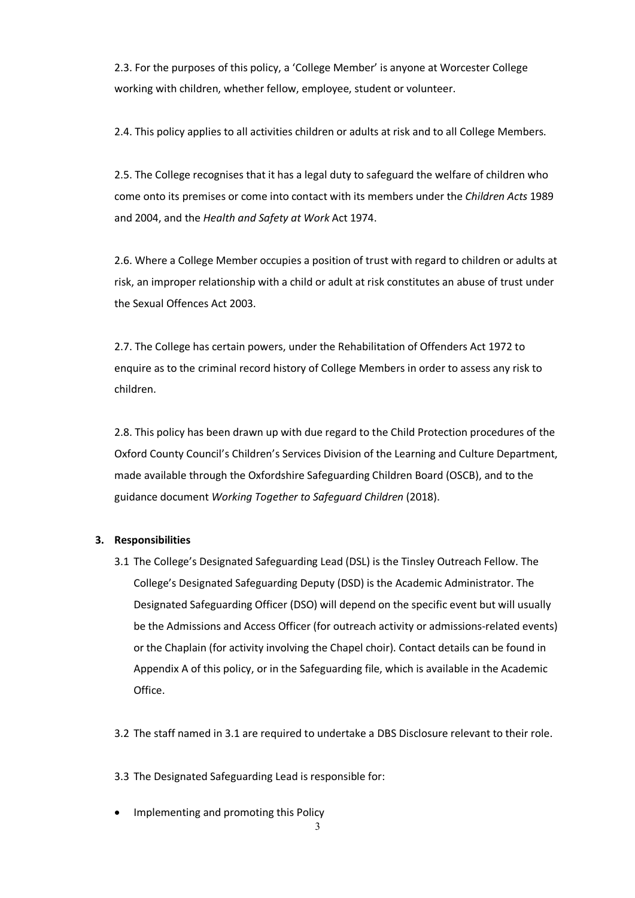2.3. For the purposes of this policy, a 'College Member' is anyone at Worcester College working with children, whether fellow, employee, student or volunteer.

2.4. This policy applies to all activities children or adults at risk and to all College Members.

2.5. The College recognises that it has a legal duty to safeguard the welfare of children who come onto its premises or come into contact with its members under the *Children Acts* 1989 and 2004, and the *Health and Safety at Work* Act 1974.

2.6. Where a College Member occupies a position of trust with regard to children or adults at risk, an improper relationship with a child or adult at risk constitutes an abuse of trust under the Sexual Offences Act 2003.

2.7. The College has certain powers, under the Rehabilitation of Offenders Act 1972 to enquire as to the criminal record history of College Members in order to assess any risk to children.

2.8. This policy has been drawn up with due regard to the Child Protection procedures of the Oxford County Council's Children's Services Division of the Learning and Culture Department, made available through the Oxfordshire Safeguarding Children Board (OSCB), and to the guidance document *Working Together to Safeguard Children* (2018).

## 3. Responsibilities

3.1 The College's Designated Safeguarding Lead (DSL) is the Tinsley Outreach Fellow. The College's Designated Safeguarding Deputy (DSD) is the Academic Administrator. The Designated Safeguarding Officer (DSO) will depend on the specific event but will usually be the Admissions and Access Officer (for outreach activity or admissions-related events) or the Chaplain (for activity involving the Chapel choir). Contact details can be found in Appendix A of this policy, or in the Safeguarding file, which is available in the Academic Office.

3.2 The staff named in 3.1 are required to undertake a DBS Disclosure relevant to their role.

3.3 The Designated Safeguarding Lead is responsible for:

- Implementing and promoting this Policy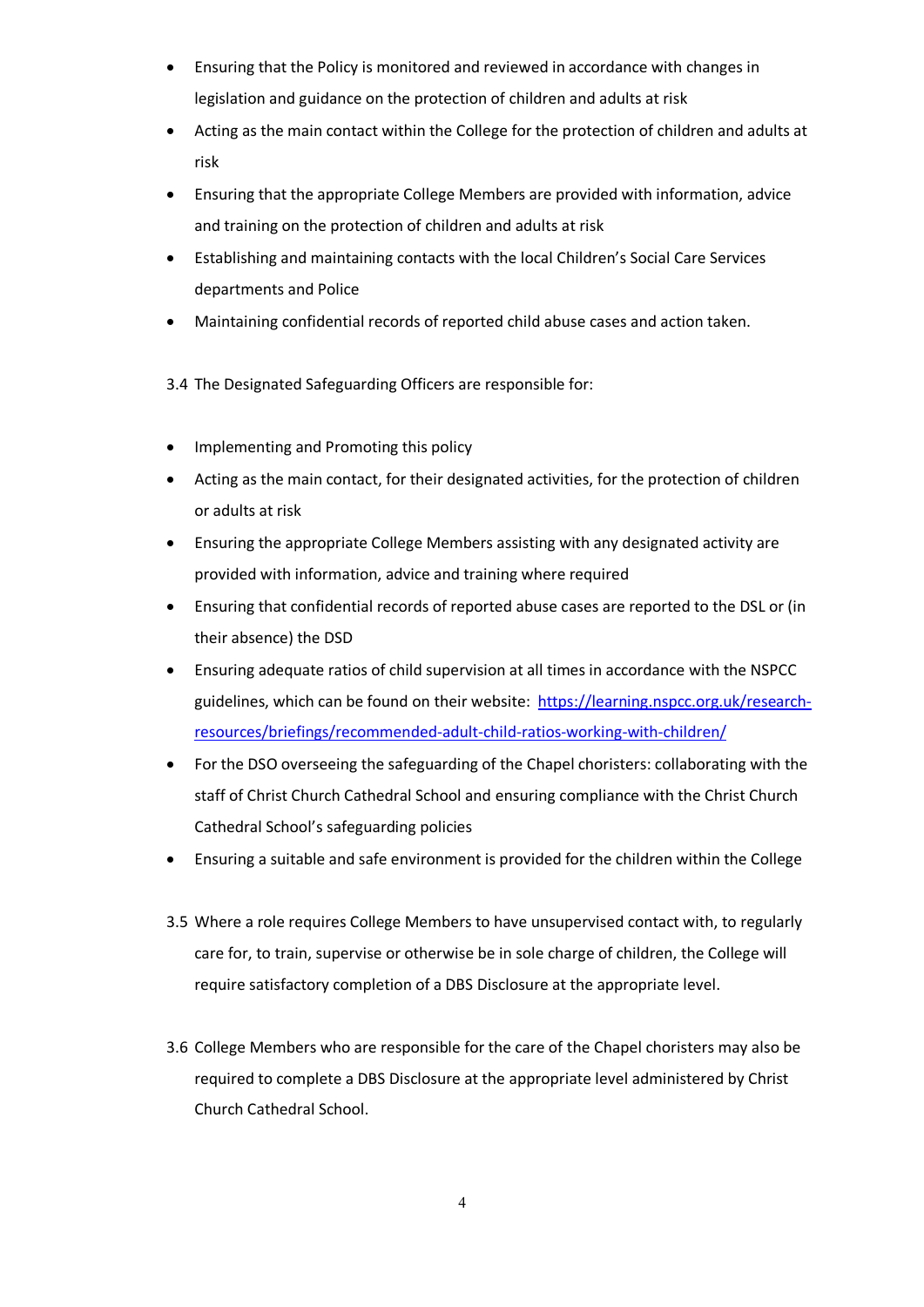- Ensuring that the Policy is monitored and reviewed in accordance with changes in legislation and guidance on the protection of children and adults at risk
- Acting as the main contact within the College for the protection of children and adults at risk
- Ensuring that the appropriate College Members are provided with information, advice and training on the protection of children and adults at risk
- Establishing and maintaining contacts with the local Children's Social Care Services departments and Police
- Maintaining confidential records of reported child abuse cases and action taken.

3.4 The Designated Safeguarding Officers are responsible for:

- Implementing and Promoting this policy
- Acting as the main contact, for their designated activities, for the protection of children or adults at risk
- Ensuring the appropriate College Members assisting with any designated activity are provided with information, advice and training where required
- Ensuring that confidential records of reported abuse cases are reported to the DSL or (in their absence) the DSD
- Ensuring adequate ratios of child supervision at all times in accordance with the NSPCC guidelines, which can be found on their website: [https://learning.nspcc.org.uk/research-resources/briefings/recommended-adult-child-ratios-working-with-children/](https://learning.nspcc.org.uk/research-resources/briefings/recommended-adult-child-ratios-working-with-children/)
- For the DSO overseeing the safeguarding of the Chapel choristers: collaborating with the staff of Christ Church Cathedral School and ensuring compliance with the Christ Church Cathedral School's safeguarding policies
- Ensuring a suitable and safe environment is provided for the children within the College

3.5 Where a role requires College Members to have unsupervised contact with, to regularly care for, to train, supervise or otherwise be in sole charge of children, the College will require satisfactory completion of a DBS Disclosure at the appropriate level.

3.6 College Members who are responsible for the care of the Chapel choristers may also be required to complete a DBS Disclosure at the appropriate level administered by Christ Church Cathedral School.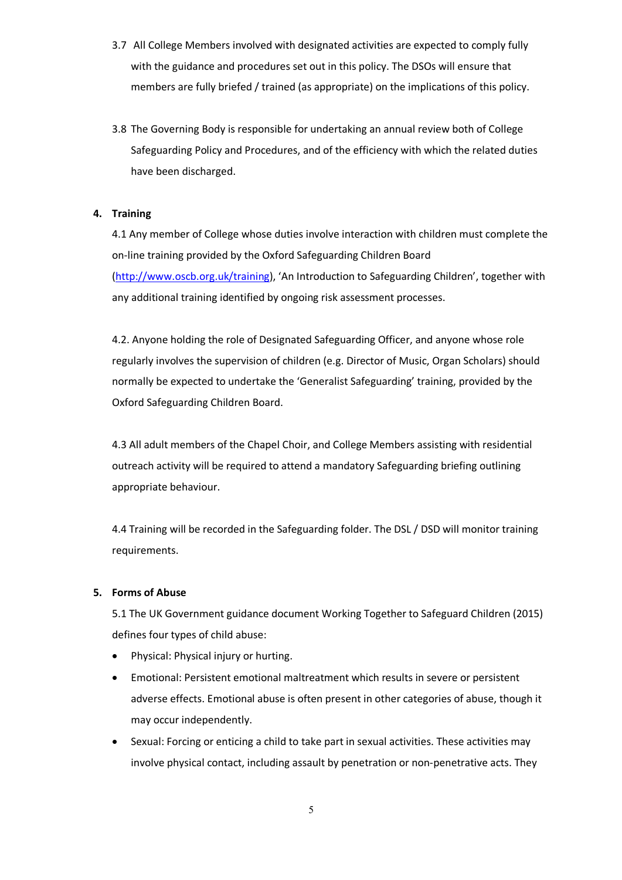3.7 All College Members involved with designated activities are expected to comply fully with the guidance and procedures set out in this policy. The DSOs will ensure that members are fully briefed / trained (as appropriate) on the implications of this policy.

3.8 The Governing Body is responsible for undertaking an annual review both of College Safeguarding Policy and Procedures, and of the efficiency with which the related duties have been discharged.

## 4. Training

4.1 Any member of College whose duties involve interaction with children must complete the on-line training provided by the Oxford Safeguarding Children Board (http://www.oscb.org.uk/training), 'An Introduction to Safeguarding Children', together with any additional training identified by ongoing risk assessment processes.

4.2. Anyone holding the role of Designated Safeguarding Officer, and anyone whose role regularly involves the supervision of children (e.g. Director of Music, Organ Scholars) should normally be expected to undertake the 'Generalist Safeguarding' training, provided by the Oxford Safeguarding Children Board.

4.3 All adult members of the Chapel Choir, and College Members assisting with residential outreach activity will be required to attend a mandatory Safeguarding briefing outlining appropriate behaviour.

4.4 Training will be recorded in the Safeguarding folder. The DSL / DSD will monitor training requirements.

## 5. Forms of Abuse

5.1 The UK Government guidance document Working Together to Safeguard Children (2015) defines four types of child abuse:

- Physical: Physical injury or hurting.
- Emotional: Persistent emotional maltreatment which results in severe or persistent adverse effects. Emotional abuse is often present in other categories of abuse, though it may occur independently.
- Sexual: Forcing or enticing a child to take part in sexual activities. These activities may involve physical contact, including assault by penetration or non-penetrative acts. They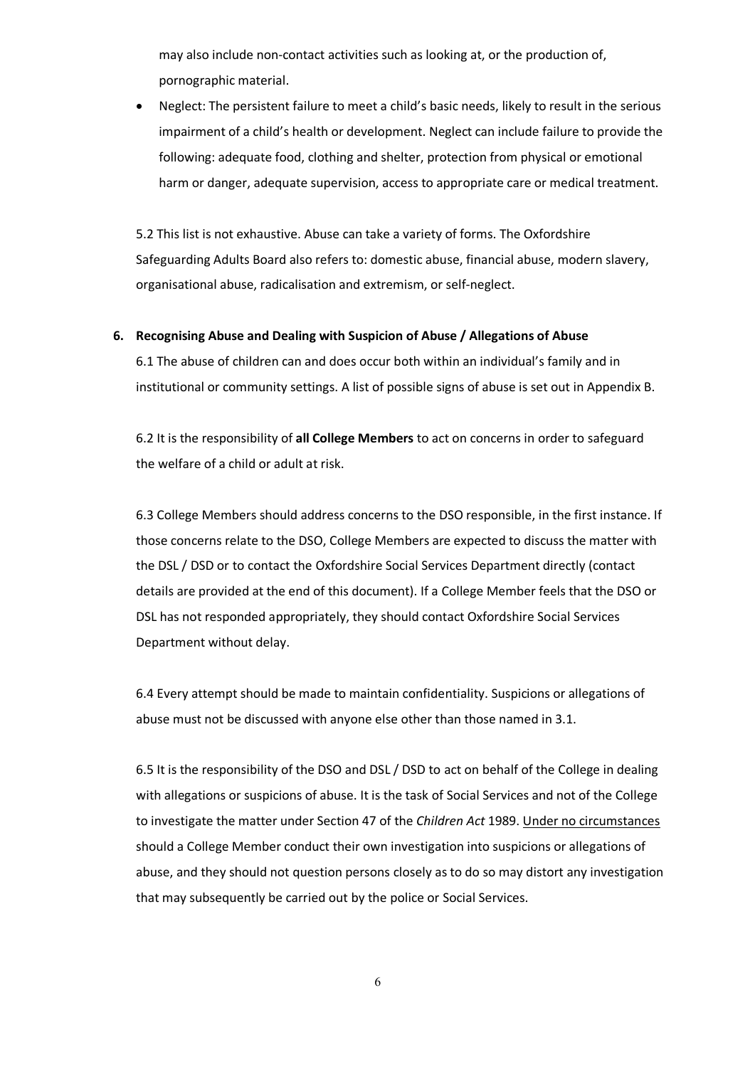may also include non-contact activities such as looking at, or the production of, pornographic material.

- Neglect: The persistent failure to meet a child's basic needs, likely to result in the serious impairment of a child's health or development. Neglect can include failure to provide the following: adequate food, clothing and shelter, protection from physical or emotional harm or danger, adequate supervision, access to appropriate care or medical treatment.

5.2 This list is not exhaustive. Abuse can take a variety of forms. The Oxfordshire Safeguarding Adults Board also refers to: domestic abuse, financial abuse, modern slavery, organisational abuse, radicalisation and extremism, or self-neglect.

## 6. Recognising Abuse and Dealing with Suspicion of Abuse / Allegations of Abuse

6.1 The abuse of children can and does occur both within an individual's family and in institutional or community settings. A list of possible signs of abuse is set out in Appendix B.

6.2 It is the responsibility of **all College Members** to act on concerns in order to safeguard the welfare of a child or adult at risk.

6.3 College Members should address concerns to the DSO responsible, in the first instance. If those concerns relate to the DSO, College Members are expected to discuss the matter with the DSL / DSD or to contact the Oxfordshire Social Services Department directly (contact details are provided at the end of this document). If a College Member feels that the DSO or DSL has not responded appropriately, they should contact Oxfordshire Social Services Department without delay.

6.4 Every attempt should be made to maintain confidentiality. Suspicions or allegations of abuse must not be discussed with anyone else other than those named in 3.1.

6.5 It is the responsibility of the DSO and DSL / DSD to act on behalf of the College in dealing with allegations or suspicions of abuse. It is the task of Social Services and not of the College to investigate the matter under Section 47 of the *Children Act* 1989. Under no circumstances should a College Member conduct their own investigation into suspicions or allegations of abuse, and they should not question persons closely as to do so may distort any investigation that may subsequently be carried out by the police or Social Services.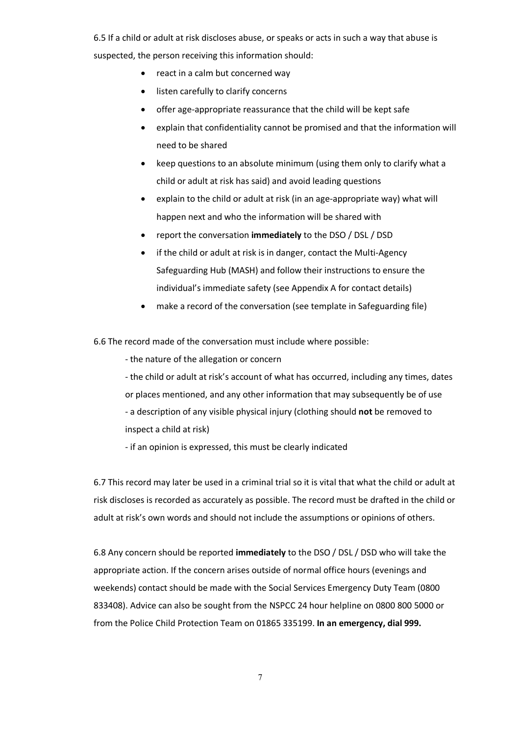6.5 If a child or adult at risk discloses abuse, or speaks or acts in such a way that abuse is suspected, the person receiving this information should:

- react in a calm but concerned way
- listen carefully to clarify concerns
- offer age-appropriate reassurance that the child will be kept safe
- explain that confidentiality cannot be promised and that the information will need to be shared
- keep questions to an absolute minimum (using them only to clarify what a child or adult at risk has said) and avoid leading questions
- explain to the child or adult at risk (in an age-appropriate way) what will happen next and who the information will be shared with
- report the conversation **immediately** to the DSO / DSL / DSD
- if the child or adult at risk is in danger, contact the Multi-Agency Safeguarding Hub (MASH) and follow their instructions to ensure the individual's immediate safety (see Appendix A for contact details)
- make a record of the conversation (see template in Safeguarding file)

6.6 The record made of the conversation must include where possible:

- the nature of the allegation or concern
- the child or adult at risk's account of what has occurred, including any times, dates or places mentioned, and any other information that may subsequently be of use
- a description of any visible physical injury (clothing should **not** be removed to inspect a child at risk)
- if an opinion is expressed, this must be clearly indicated

6.7 This record may later be used in a criminal trial so it is vital that what the child or adult at risk discloses is recorded as accurately as possible. The record must be drafted in the child or adult at risk's own words and should not include the assumptions or opinions of others.

6.8 Any concern should be reported **immediately** to the DSO / DSL / DSD who will take the appropriate action. If the concern arises outside of normal office hours (evenings and weekends) contact should be made with the Social Services Emergency Duty Team (0800 833408). Advice can also be sought from the NSPCC 24 hour helpline on 0800 800 5000 or from the Police Child Protection Team on 01865 335199. **In an emergency, dial 999.**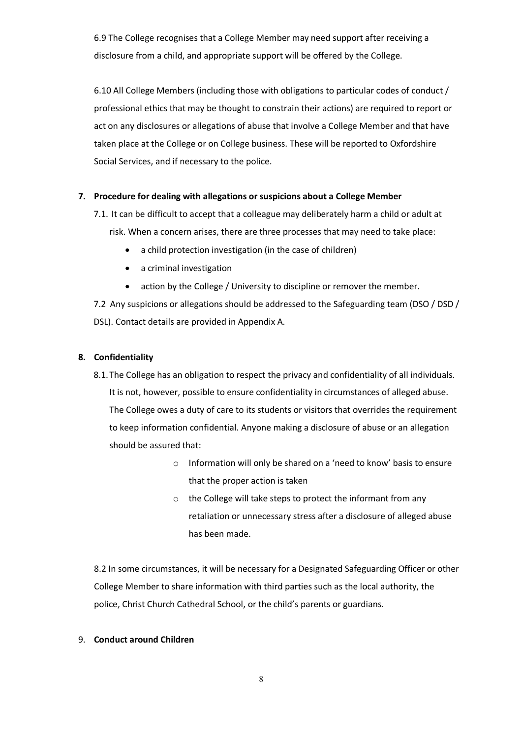6.9 The College recognises that a College Member may need support after receiving a disclosure from a child, and appropriate support will be offered by the College.

6.10 All College Members (including those with obligations to particular codes of conduct / professional ethics that may be thought to constrain their actions) are required to report or act on any disclosures or allegations of abuse that involve a College Member and that have taken place at the College or on College business. These will be reported to Oxfordshire Social Services, and if necessary to the police.

## 7. Procedure for dealing with allegations or suspicions about a College Member

7.1. It can be difficult to accept that a colleague may deliberately harm a child or adult at risk. When a concern arises, there are three processes that may need to take place:

- a child protection investigation (in the case of children)
- a criminal investigation
- action by the College / University to discipline or remover the member.

7.2 Any suspicions or allegations should be addressed to the Safeguarding team (DSO / DSD / DSL). Contact details are provided in Appendix A.

## 8. Confidentiality

8.1. The College has an obligation to respect the privacy and confidentiality of all individuals. It is not, however, possible to ensure confidentiality in circumstances of alleged abuse. The College owes a duty of care to its students or visitors that overrides the requirement to keep information confidential. Anyone making a disclosure of abuse or an allegation should be assured that:

- Information will only be shared on a 'need to know' basis to ensure that the proper action is taken
- the College will take steps to protect the informant from any retaliation or unnecessary stress after a disclosure of alleged abuse has been made.

8.2 In some circumstances, it will be necessary for a Designated Safeguarding Officer or other College Member to share information with third parties such as the local authority, the police, Christ Church Cathedral School, or the child's parents or guardians.

## 9. Conduct around Children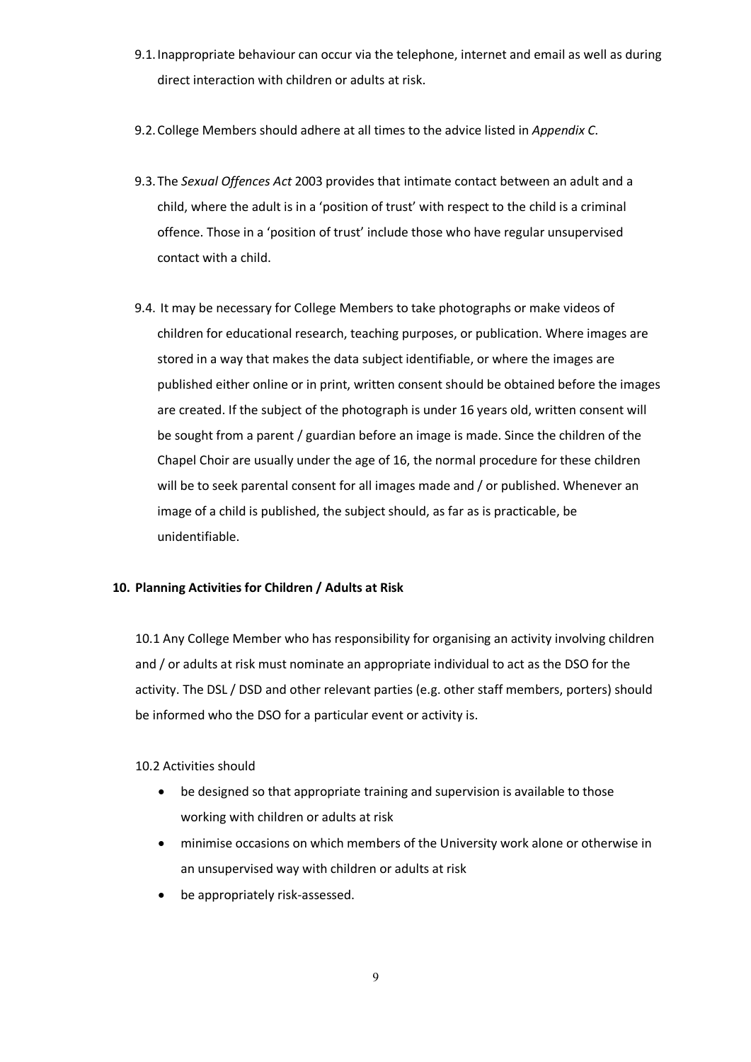9.1. Inappropriate behaviour can occur via the telephone, internet and email as well as during direct interaction with children or adults at risk.

9.2. College Members should adhere at all times to the advice listed in *Appendix C*.

9.3. The *Sexual Offences Act* 2003 provides that intimate contact between an adult and a child, where the adult is in a 'position of trust' with respect to the child is a criminal offence. Those in a 'position of trust' include those who have regular unsupervised contact with a child.

9.4. It may be necessary for College Members to take photographs or make videos of children for educational research, teaching purposes, or publication. Where images are stored in a way that makes the data subject identifiable, or where the images are published either online or in print, written consent should be obtained before the images are created. If the subject of the photograph is under 16 years old, written consent will be sought from a parent / guardian before an image is made. Since the children of the Chapel Choir are usually under the age of 16, the normal procedure for these children will be to seek parental consent for all images made and / or published. Whenever an image of a child is published, the subject should, as far as is practicable, be unidentifiable.

## 10. Planning Activities for Children / Adults at Risk

10.1 Any College Member who has responsibility for organising an activity involving children and / or adults at risk must nominate an appropriate individual to act as the DSO for the activity. The DSL / DSD and other relevant parties (e.g. other staff members, porters) should be informed who the DSO for a particular event or activity is.

10.2 Activities should

- be designed so that appropriate training and supervision is available to those working with children or adults at risk
- minimise occasions on which members of the University work alone or otherwise in an unsupervised way with children or adults at risk
- be appropriately risk-assessed.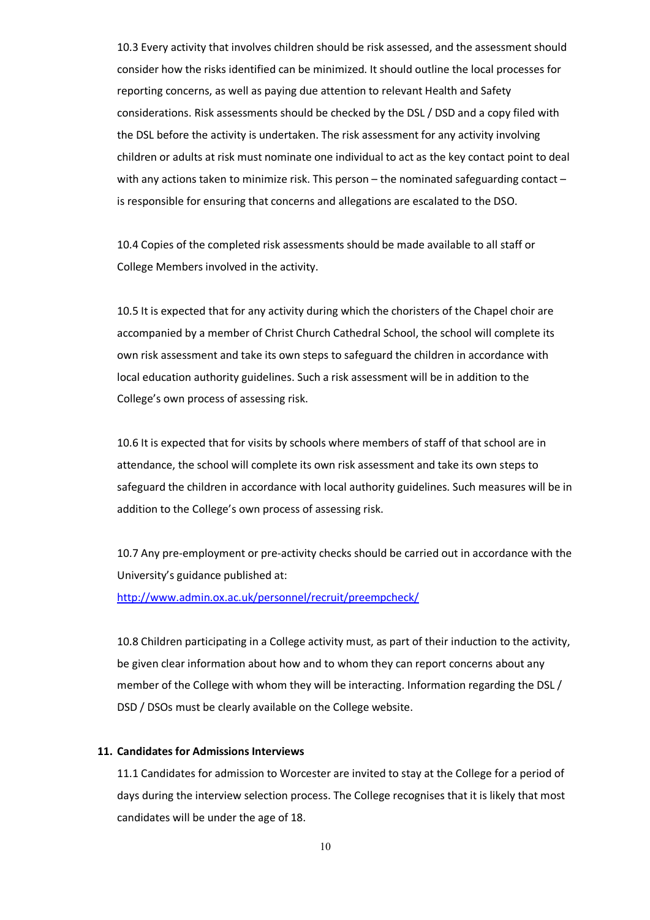10.3 Every activity that involves children should be risk assessed, and the assessment should consider how the risks identified can be minimized. It should outline the local processes for reporting concerns, as well as paying due attention to relevant Health and Safety considerations. Risk assessments should be checked by the DSL / DSD and a copy filed with the DSL before the activity is undertaken. The risk assessment for any activity involving children or adults at risk must nominate one individual to act as the key contact point to deal with any actions taken to minimize risk. This person – the nominated safeguarding contact – is responsible for ensuring that concerns and allegations are escalated to the DSO.

10.4 Copies of the completed risk assessments should be made available to all staff or College Members involved in the activity.

10.5 It is expected that for any activity during which the choristers of the Chapel choir are accompanied by a member of Christ Church Cathedral School, the school will complete its own risk assessment and take its own steps to safeguard the children in accordance with local education authority guidelines. Such a risk assessment will be in addition to the College's own process of assessing risk.

10.6 It is expected that for visits by schools where members of staff of that school are in attendance, the school will complete its own risk assessment and take its own steps to safeguard the children in accordance with local authority guidelines. Such measures will be in addition to the College's own process of assessing risk.

10.7 Any pre-employment or pre-activity checks should be carried out in accordance with the University's guidance published at:
[http://www.admin.ox.ac.uk/personnel/recruit/preempcheck/](http://www.admin.ox.ac.uk/personnel/recruit/preempcheck/)

10.8 Children participating in a College activity must, as part of their induction to the activity, be given clear information about how and to whom they can report concerns about any member of the College with whom they will be interacting. Information regarding the DSL / DSD / DSOs must be clearly available on the College website.

## 11. Candidates for Admissions Interviews

11.1 Candidates for admission to Worcester are invited to stay at the College for a period of days during the interview selection process. The College recognises that it is likely that most candidates will be under the age of 18.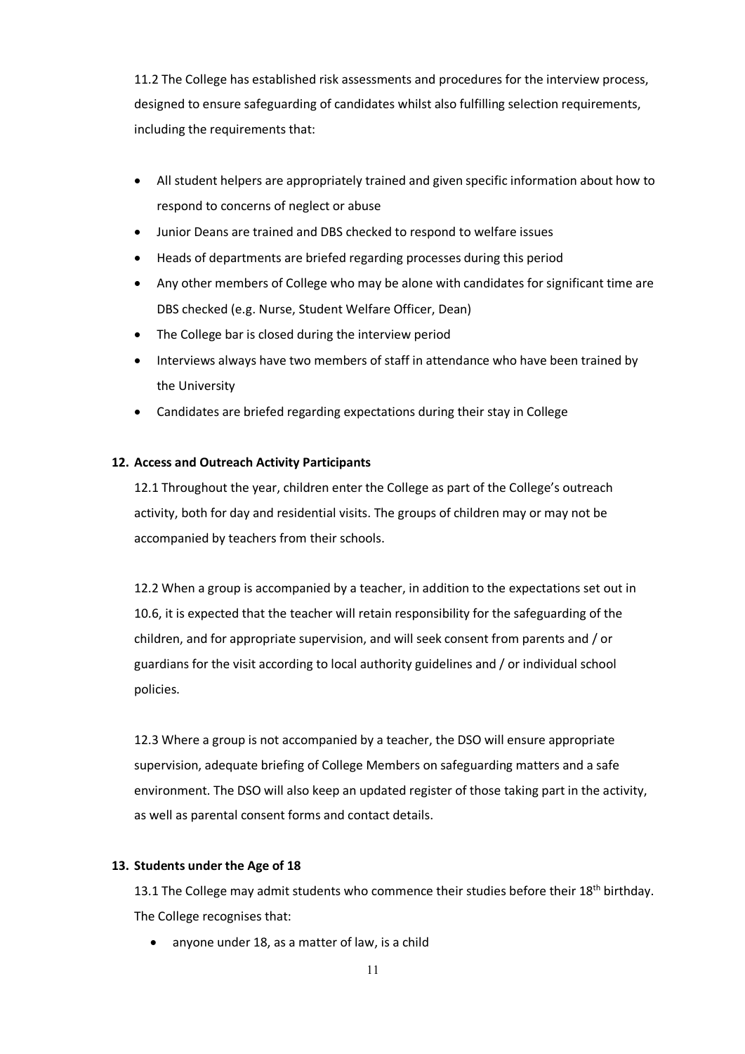11.2 The College has established risk assessments and procedures for the interview process, designed to ensure safeguarding of candidates whilst also fulfilling selection requirements, including the requirements that:

- All student helpers are appropriately trained and given specific information about how to respond to concerns of neglect or abuse
- Junior Deans are trained and DBS checked to respond to welfare issues
- Heads of departments are briefed regarding processes during this period
- Any other members of College who may be alone with candidates for significant time are DBS checked (e.g. Nurse, Student Welfare Officer, Dean)
- The College bar is closed during the interview period
- Interviews always have two members of staff in attendance who have been trained by the University
- Candidates are briefed regarding expectations during their stay in College

**12. Access and Outreach Activity Participants**

12.1 Throughout the year, children enter the College as part of the College's outreach activity, both for day and residential visits. The groups of children may or may not be accompanied by teachers from their schools.

12.2 When a group is accompanied by a teacher, in addition to the expectations set out in 10.6, it is expected that the teacher will retain responsibility for the safeguarding of the children, and for appropriate supervision, and will seek consent from parents and / or guardians for the visit according to local authority guidelines and / or individual school policies.

12.3 Where a group is not accompanied by a teacher, the DSO will ensure appropriate supervision, adequate briefing of College Members on safeguarding matters and a safe environment. The DSO will also keep an updated register of those taking part in the activity, as well as parental consent forms and contact details.

**13. Students under the Age of 18**

13.1 The College may admit students who commence their studies before their 18th birthday. The College recognises that:

- anyone under 18, as a matter of law, is a child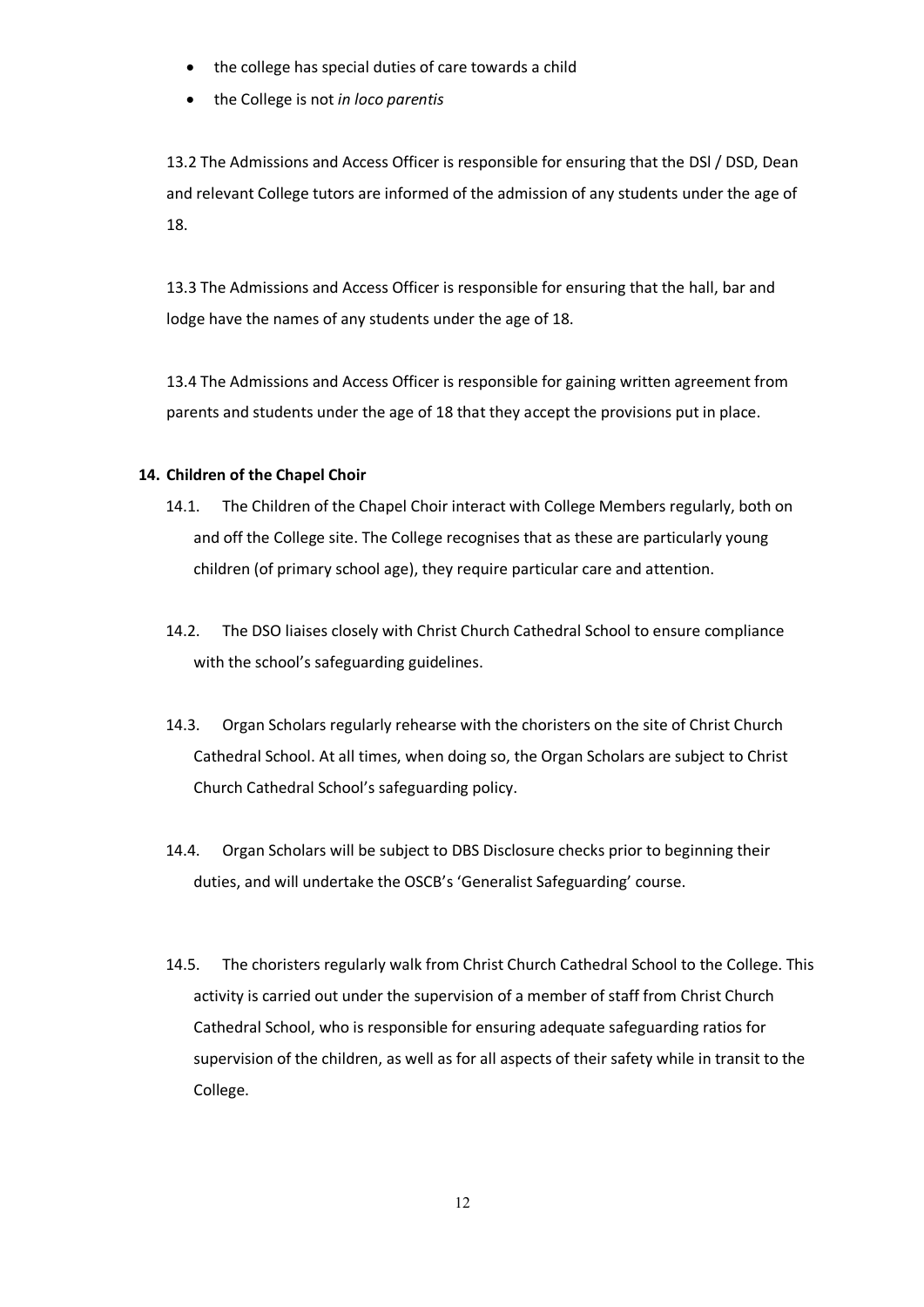- the college has special duties of care towards a child
- the College is not *in loco parentis*

13.2 The Admissions and Access Officer is responsible for ensuring that the DSl / DSD, Dean and relevant College tutors are informed of the admission of any students under the age of 18.

13.3 The Admissions and Access Officer is responsible for ensuring that the hall, bar and lodge have the names of any students under the age of 18.

13.4 The Admissions and Access Officer is responsible for gaining written agreement from parents and students under the age of 18 that they accept the provisions put in place.

**14. Children of the Chapel Choir**

14.1. The Children of the Chapel Choir interact with College Members regularly, both on and off the College site. The College recognises that as these are particularly young children (of primary school age), they require particular care and attention.

14.2. The DSO liaises closely with Christ Church Cathedral School to ensure compliance with the school's safeguarding guidelines.

14.3. Organ Scholars regularly rehearse with the choristers on the site of Christ Church Cathedral School. At all times, when doing so, the Organ Scholars are subject to Christ Church Cathedral School's safeguarding policy.

14.4. Organ Scholars will be subject to DBS Disclosure checks prior to beginning their duties, and will undertake the OSCB's 'Generalist Safeguarding' course.

14.5. The choristers regularly walk from Christ Church Cathedral School to the College. This activity is carried out under the supervision of a member of staff from Christ Church Cathedral School, who is responsible for ensuring adequate safeguarding ratios for supervision of the children, as well as for all aspects of their safety while in transit to the College.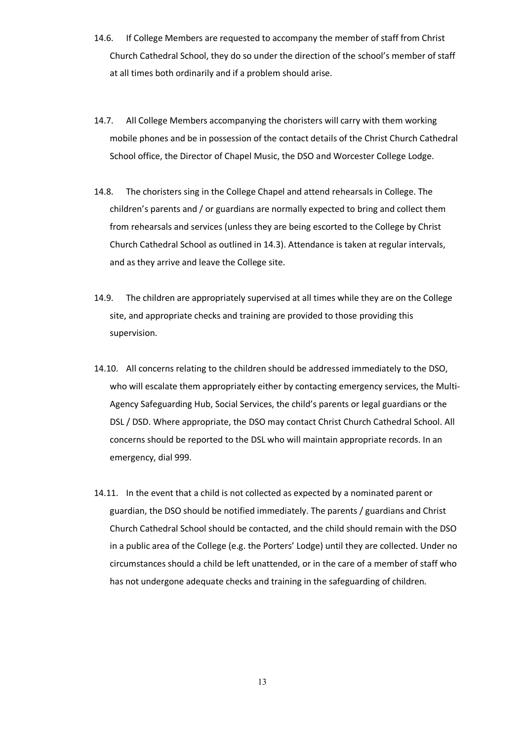14.6. If College Members are requested to accompany the member of staff from Christ Church Cathedral School, they do so under the direction of the school's member of staff at all times both ordinarily and if a problem should arise.

14.7. All College Members accompanying the choristers will carry with them working mobile phones and be in possession of the contact details of the Christ Church Cathedral School office, the Director of Chapel Music, the DSO and Worcester College Lodge.

14.8. The choristers sing in the College Chapel and attend rehearsals in College. The children's parents and / or guardians are normally expected to bring and collect them from rehearsals and services (unless they are being escorted to the College by Christ Church Cathedral School as outlined in 14.3). Attendance is taken at regular intervals, and as they arrive and leave the College site.

14.9. The children are appropriately supervised at all times while they are on the College site, and appropriate checks and training are provided to those providing this supervision.

14.10. All concerns relating to the children should be addressed immediately to the DSO, who will escalate them appropriately either by contacting emergency services, the Multi-Agency Safeguarding Hub, Social Services, the child's parents or legal guardians or the DSL / DSD. Where appropriate, the DSO may contact Christ Church Cathedral School. All concerns should be reported to the DSL who will maintain appropriate records. In an emergency, dial 999.

14.11. In the event that a child is not collected as expected by a nominated parent or guardian, the DSO should be notified immediately. The parents / guardians and Christ Church Cathedral School should be contacted, and the child should remain with the DSO in a public area of the College (e.g. the Porters' Lodge) until they are collected. Under no circumstances should a child be left unattended, or in the care of a member of staff who has not undergone adequate checks and training in the safeguarding of children.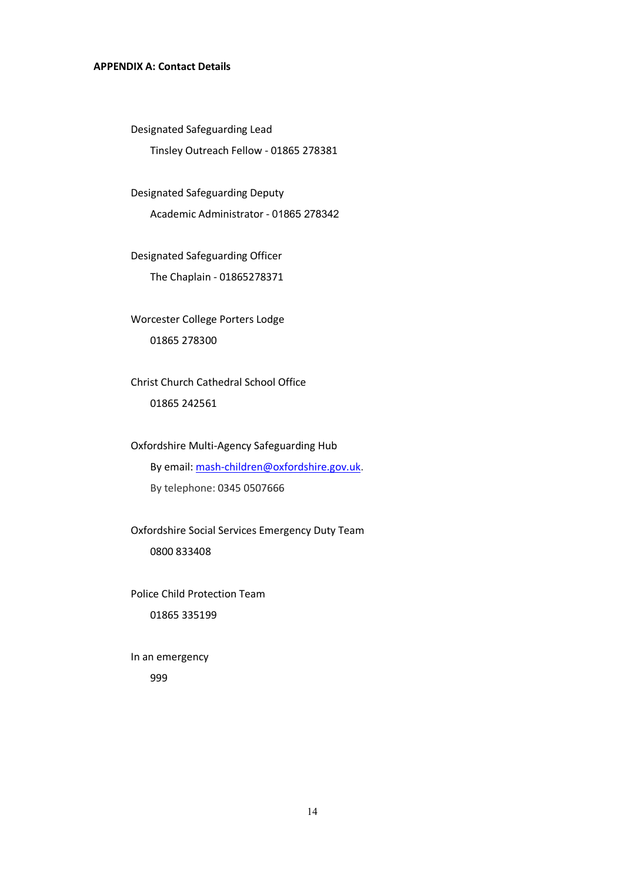**APPENDIX A: Contact Details**

Designated Safeguarding Lead

Tinsley Outreach Fellow - 01865 278381

Designated Safeguarding Deputy

Academic Administrator - 01865 278342

Designated Safeguarding Officer

The Chaplain - 01865278371

Worcester College Porters Lodge

01865 278300

Christ Church Cathedral School Office

01865 242561

Oxfordshire Multi-Agency Safeguarding Hub

By email: mash-children@oxfordshire.gov.uk.

By telephone: 0345 0507666

Oxfordshire Social Services Emergency Duty Team

0800 833408

Police Child Protection Team

01865 335199

In an emergency

999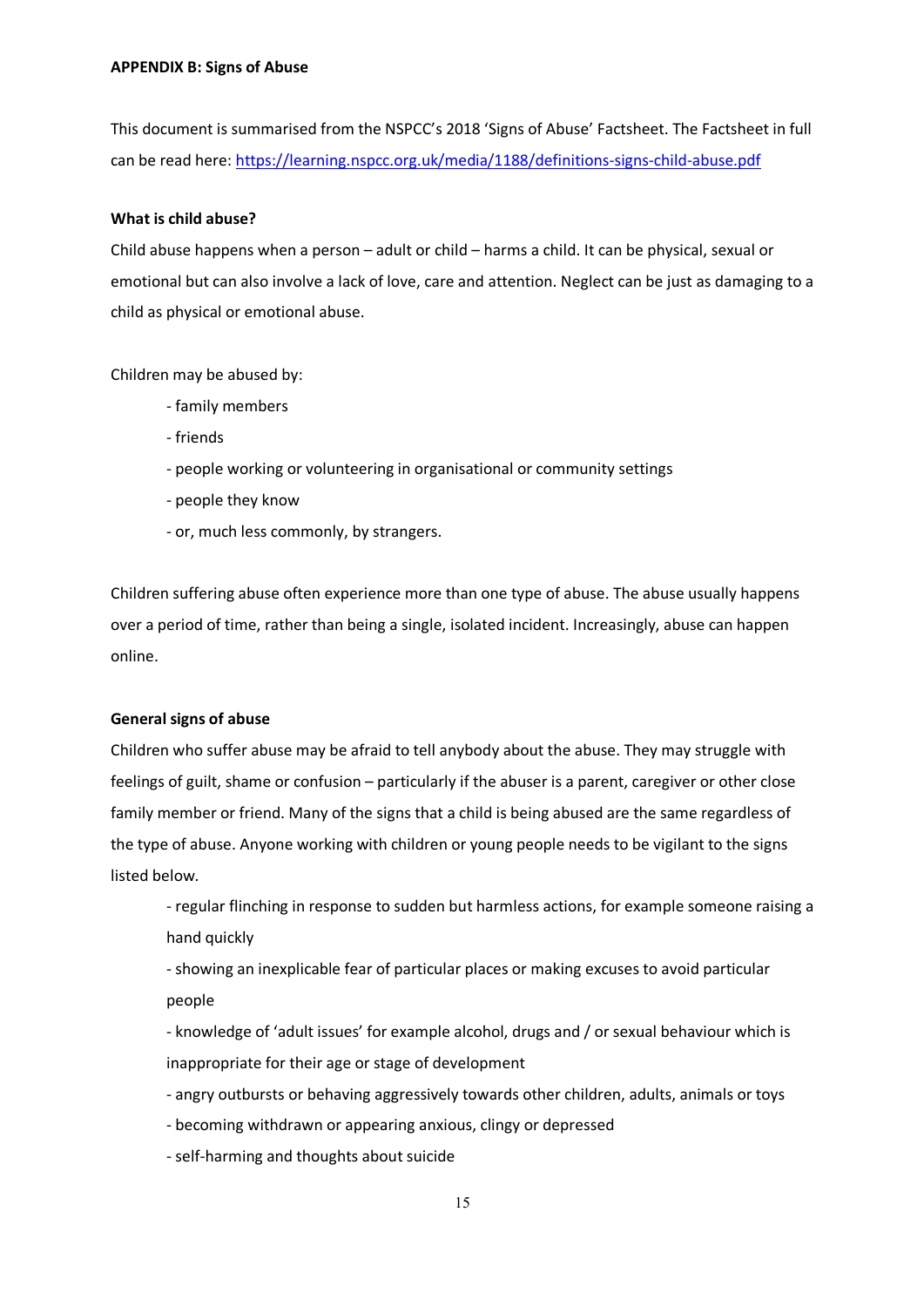**APPENDIX B: Signs of Abuse**

This document is summarised from the NSPCC's 2018 'Signs of Abuse' Factsheet. The Factsheet in full can be read here: https://learning.nspcc.org.uk/media/1188/definitions-signs-child-abuse.pdf

**What is child abuse?**

Child abuse happens when a person – adult or child – harms a child. It can be physical, sexual or emotional but can also involve a lack of love, care and attention. Neglect can be just as damaging to a child as physical or emotional abuse.

Children may be abused by:

- family members
- friends
- people working or volunteering in organisational or community settings
- people they know
- or, much less commonly, by strangers.

Children suffering abuse often experience more than one type of abuse. The abuse usually happens over a period of time, rather than being a single, isolated incident. Increasingly, abuse can happen online.

**General signs of abuse**

Children who suffer abuse may be afraid to tell anybody about the abuse. They may struggle with feelings of guilt, shame or confusion – particularly if the abuser is a parent, caregiver or other close family member or friend. Many of the signs that a child is being abused are the same regardless of the type of abuse. Anyone working with children or young people needs to be vigilant to the signs listed below.

- regular flinching in response to sudden but harmless actions, for example someone raising a hand quickly
- showing an inexplicable fear of particular places or making excuses to avoid particular people
- knowledge of 'adult issues' for example alcohol, drugs and / or sexual behaviour which is inappropriate for their age or stage of development
- angry outbursts or behaving aggressively towards other children, adults, animals or toys
- becoming withdrawn or appearing anxious, clingy or depressed
- self-harming and thoughts about suicide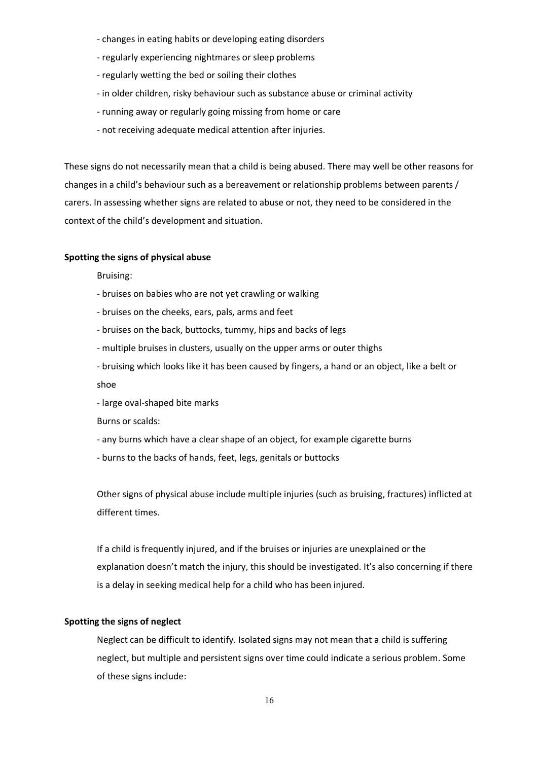- changes in eating habits or developing eating disorders
- regularly experiencing nightmares or sleep problems
- regularly wetting the bed or soiling their clothes
- in older children, risky behaviour such as substance abuse or criminal activity
- running away or regularly going missing from home or care
- not receiving adequate medical attention after injuries.

These signs do not necessarily mean that a child is being abused. There may well be other reasons for changes in a child's behaviour such as a bereavement or relationship problems between parents / carers. In assessing whether signs are related to abuse or not, they need to be considered in the context of the child's development and situation.

**Spotting the signs of physical abuse**

Bruising:

- bruises on babies who are not yet crawling or walking
- bruises on the cheeks, ears, pals, arms and feet
- bruises on the back, buttocks, tummy, hips and backs of legs
- multiple bruises in clusters, usually on the upper arms or outer thighs
- bruising which looks like it has been caused by fingers, a hand or an object, like a belt or shoe
- large oval-shaped bite marks

Burns or scalds:

- any burns which have a clear shape of an object, for example cigarette burns
- burns to the backs of hands, feet, legs, genitals or buttocks

Other signs of physical abuse include multiple injuries (such as bruising, fractures) inflicted at different times.

If a child is frequently injured, and if the bruises or injuries are unexplained or the explanation doesn't match the injury, this should be investigated. It's also concerning if there is a delay in seeking medical help for a child who has been injured.

**Spotting the signs of neglect**

Neglect can be difficult to identify. Isolated signs may not mean that a child is suffering neglect, but multiple and persistent signs over time could indicate a serious problem. Some of these signs include: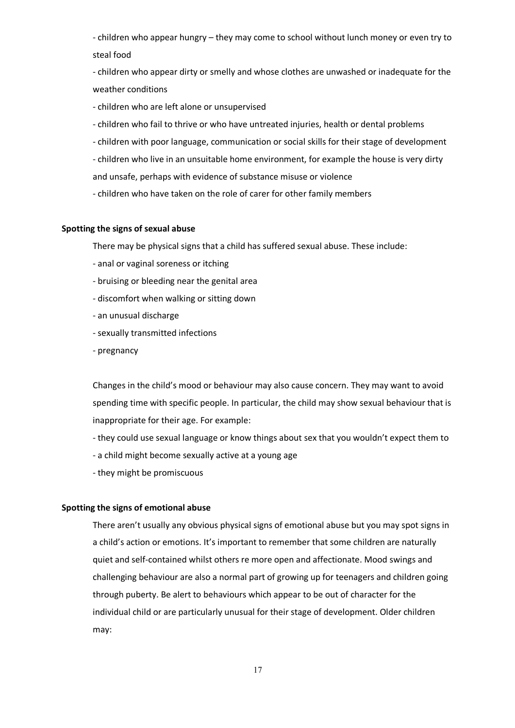- children who appear hungry – they may come to school without lunch money or even try to steal food
- children who appear dirty or smelly and whose clothes are unwashed or inadequate for the weather conditions
- children who are left alone or unsupervised
- children who fail to thrive or who have untreated injuries, health or dental problems
- children with poor language, communication or social skills for their stage of development
- children who live in an unsuitable home environment, for example the house is very dirty and unsafe, perhaps with evidence of substance misuse or violence
- children who have taken on the role of carer for other family members

**Spotting the signs of sexual abuse**

There may be physical signs that a child has suffered sexual abuse. These include:

- anal or vaginal soreness or itching
- bruising or bleeding near the genital area
- discomfort when walking or sitting down
- an unusual discharge
- sexually transmitted infections
- pregnancy

Changes in the child's mood or behaviour may also cause concern. They may want to avoid spending time with specific people. In particular, the child may show sexual behaviour that is inappropriate for their age. For example:

- they could use sexual language or know things about sex that you wouldn't expect them to
- a child might become sexually active at a young age
- they might be promiscuous

**Spotting the signs of emotional abuse**

There aren't usually any obvious physical signs of emotional abuse but you may spot signs in a child's action or emotions. It's important to remember that some children are naturally quiet and self-contained whilst others re more open and affectionate. Mood swings and challenging behaviour are also a normal part of growing up for teenagers and children going through puberty. Be alert to behaviours which appear to be out of character for the individual child or are particularly unusual for their stage of development. Older children may: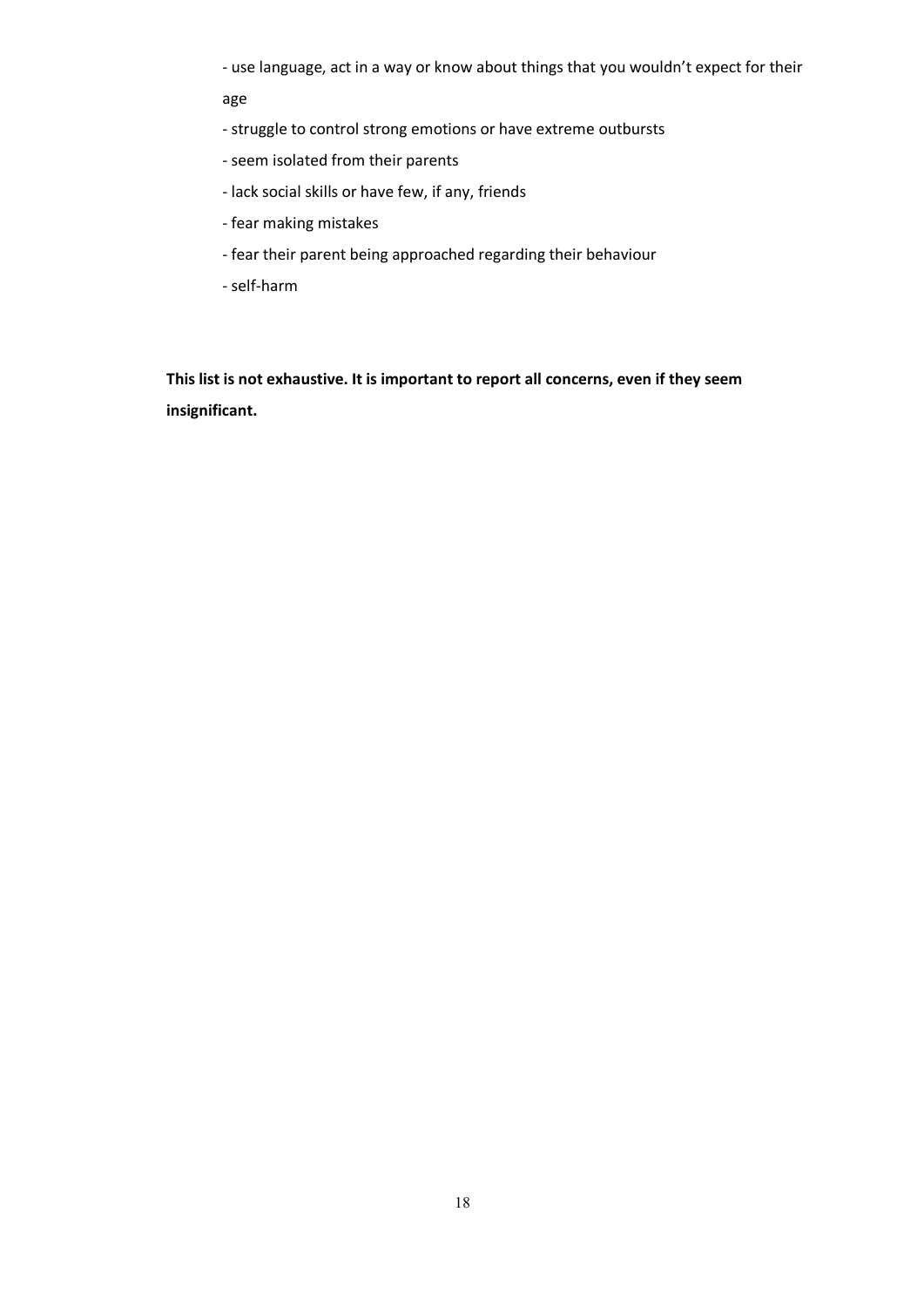- use language, act in a way or know about things that you wouldn't expect for their age
- struggle to control strong emotions or have extreme outbursts
- seem isolated from their parents
- lack social skills or have few, if any, friends
- fear making mistakes
- fear their parent being approached regarding their behaviour
- self-harm

**This list is not exhaustive. It is important to report all concerns, even if they seem insignificant.**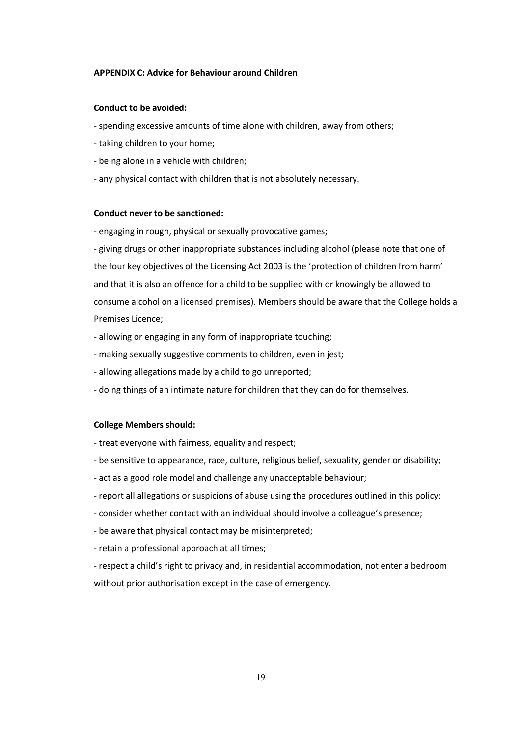**APPENDIX C: Advice for Behaviour around Children**

**Conduct to be avoided:**

- spending excessive amounts of time alone with children, away from others;
- taking children to your home;
- being alone in a vehicle with children;
- any physical contact with children that is not absolutely necessary.

**Conduct never to be sanctioned:**

- engaging in rough, physical or sexually provocative games;
- giving drugs or other inappropriate substances including alcohol (please note that one of the four key objectives of the Licensing Act 2003 is the 'protection of children from harm' and that it is also an offence for a child to be supplied with or knowingly be allowed to consume alcohol on a licensed premises). Members should be aware that the College holds a Premises Licence;
- allowing or engaging in any form of inappropriate touching;
- making sexually suggestive comments to children, even in jest;
- allowing allegations made by a child to go unreported;
- doing things of an intimate nature for children that they can do for themselves.

**College Members should:**

- treat everyone with fairness, equality and respect;
- be sensitive to appearance, race, culture, religious belief, sexuality, gender or disability;
- act as a good role model and challenge any unacceptable behaviour;
- report all allegations or suspicions of abuse using the procedures outlined in this policy;
- consider whether contact with an individual should involve a colleague's presence;
- be aware that physical contact may be misinterpreted;
- retain a professional approach at all times;
- respect a child's right to privacy and, in residential accommodation, not enter a bedroom without prior authorisation except in the case of emergency.